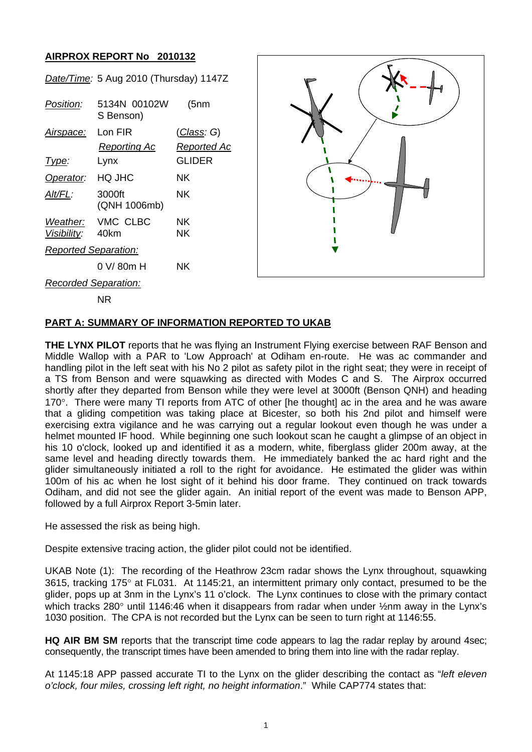**AIRPROX REPORT No 2010132**

| | | |
|---|---|---|
| *Date/Time:* | 5 Aug 2010 (Thursday) 1147Z | |
| *Position:* | 5134N 00102W (5nm S Benson) | |
| *Airspace:* | Lon FIR | (*Class: G*) |
| | *Reporting Ac* | *Reported Ac* |
| *Type:* | Lynx | GLIDER |
| *Operator:* | HQ JHC | NK |
| *Alt/FL:* | 3000ft (QNH 1006mb) | NK |
| *Weather:* | VMC CLBC | NK |
| *Visibility:* | 40km | NK |
| *Reported Separation:* | | |
| | 0 V/ 80m H | NK |
| *Recorded Separation:* | | |
| | NR | |

**PART A: SUMMARY OF INFORMATION REPORTED TO UKAB**

**THE LYNX PILOT** reports that he was flying an Instrument Flying exercise between RAF Benson and Middle Wallop with a PAR to 'Low Approach' at Odiham en-route. He was ac commander and handling pilot in the left seat with his No 2 pilot as safety pilot in the right seat; they were in receipt of a TS from Benson and were squawking as directed with Modes C and S. The Airprox occurred shortly after they departed from Benson while they were level at 3000ft (Benson QNH) and heading 170°. There were many TI reports from ATC of other [he thought] ac in the area and he was aware that a gliding competition was taking place at Bicester, so both his 2nd pilot and himself were exercising extra vigilance and he was carrying out a regular lookout even though he was under a helmet mounted IF hood. While beginning one such lookout scan he caught a glimpse of an object in his 10 o'clock, looked up and identified it as a modern, white, fiberglass glider 200m away, at the same level and heading directly towards them. He immediately banked the ac hard right and the glider simultaneously initiated a roll to the right for avoidance. He estimated the glider was within 100m of his ac when he lost sight of it behind his door frame. They continued on track towards Odiham, and did not see the glider again. An initial report of the event was made to Benson APP, followed by a full Airprox Report 3-5min later.

He assessed the risk as being high.

Despite extensive tracing action, the glider pilot could not be identified.

UKAB Note (1): The recording of the Heathrow 23cm radar shows the Lynx throughout, squawking 3615, tracking 175° at FL031. At 1145:21, an intermittent primary only contact, presumed to be the glider, pops up at 3nm in the Lynx's 11 o'clock. The Lynx continues to close with the primary contact which tracks 280° until 1146:46 when it disappears from radar when under ½nm away in the Lynx's 1030 position. The CPA is not recorded but the Lynx can be seen to turn right at 1146:55.

**HQ AIR BM SM** reports that the transcript time code appears to lag the radar replay by around 4sec; consequently, the transcript times have been amended to bring them into line with the radar replay.

At 1145:18 APP passed accurate TI to the Lynx on the glider describing the contact as "*left eleven o'clock, four miles, crossing left right, no height information*." While CAP774 states that: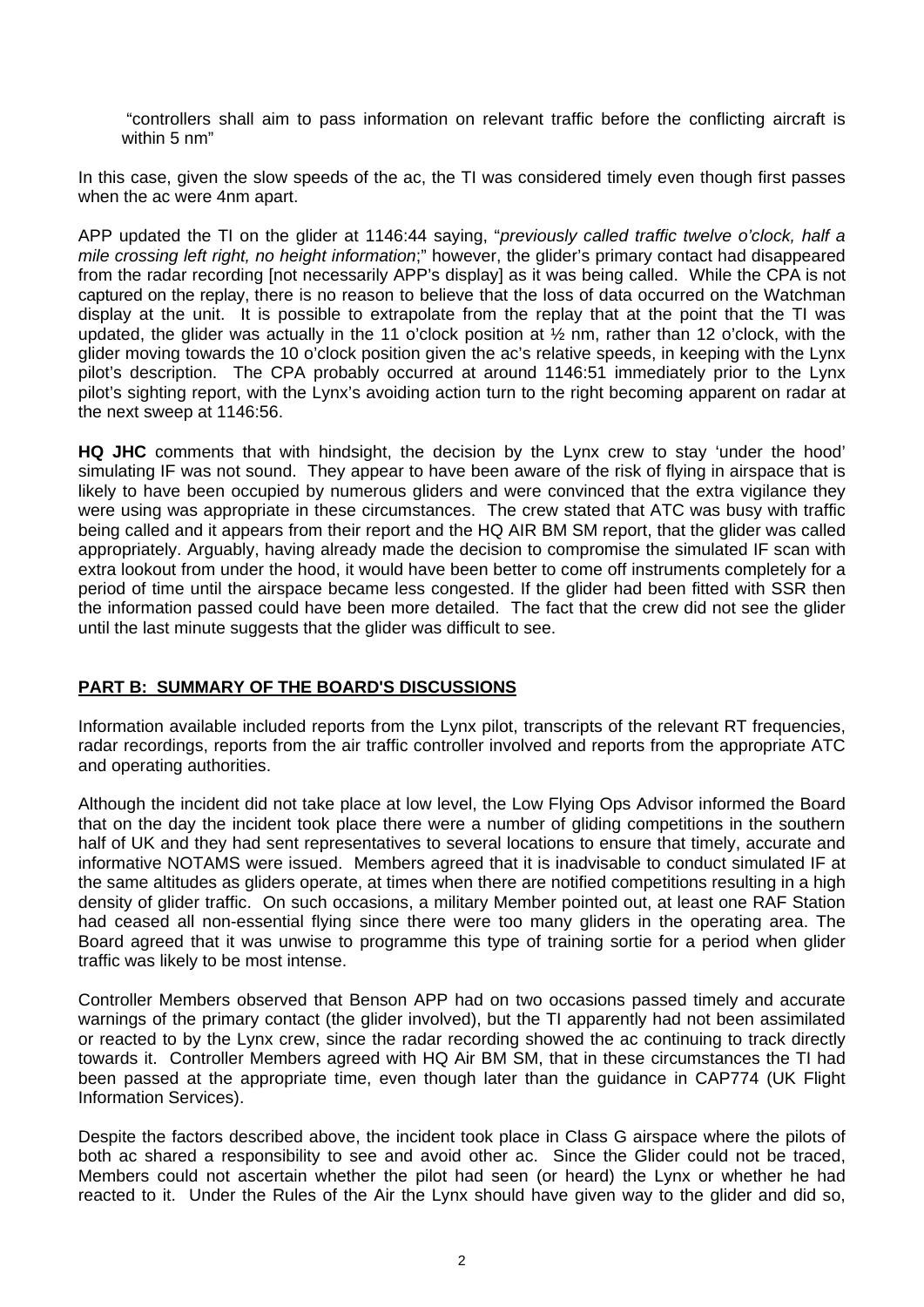"controllers shall aim to pass information on relevant traffic before the conflicting aircraft is within 5 nm"

In this case, given the slow speeds of the ac, the TI was considered timely even though first passes when the ac were 4nm apart.

APP updated the TI on the glider at 1146:44 saying, "*previously called traffic twelve o'clock, half a mile crossing left right, no height information*;" however, the glider's primary contact had disappeared from the radar recording [not necessarily APP's display] as it was being called. While the CPA is not captured on the replay, there is no reason to believe that the loss of data occurred on the Watchman display at the unit. It is possible to extrapolate from the replay that at the point that the TI was updated, the glider was actually in the 11 o'clock position at ½ nm, rather than 12 o'clock, with the glider moving towards the 10 o'clock position given the ac's relative speeds, in keeping with the Lynx pilot's description. The CPA probably occurred at around 1146:51 immediately prior to the Lynx pilot's sighting report, with the Lynx's avoiding action turn to the right becoming apparent on radar at the next sweep at 1146:56.

**HQ JHC** comments that with hindsight, the decision by the Lynx crew to stay 'under the hood' simulating IF was not sound. They appear to have been aware of the risk of flying in airspace that is likely to have been occupied by numerous gliders and were convinced that the extra vigilance they were using was appropriate in these circumstances. The crew stated that ATC was busy with traffic being called and it appears from their report and the HQ AIR BM SM report, that the glider was called appropriately. Arguably, having already made the decision to compromise the simulated IF scan with extra lookout from under the hood, it would have been better to come off instruments completely for a period of time until the airspace became less congested. If the glider had been fitted with SSR then the information passed could have been more detailed. The fact that the crew did not see the glider until the last minute suggests that the glider was difficult to see.

## PART B: SUMMARY OF THE BOARD'S DISCUSSIONS

Information available included reports from the Lynx pilot, transcripts of the relevant RT frequencies, radar recordings, reports from the air traffic controller involved and reports from the appropriate ATC and operating authorities.

Although the incident did not take place at low level, the Low Flying Ops Advisor informed the Board that on the day the incident took place there were a number of gliding competitions in the southern half of UK and they had sent representatives to several locations to ensure that timely, accurate and informative NOTAMS were issued. Members agreed that it is inadvisable to conduct simulated IF at the same altitudes as gliders operate, at times when there are notified competitions resulting in a high density of glider traffic. On such occasions, a military Member pointed out, at least one RAF Station had ceased all non-essential flying since there were too many gliders in the operating area. The Board agreed that it was unwise to programme this type of training sortie for a period when glider traffic was likely to be most intense.

Controller Members observed that Benson APP had on two occasions passed timely and accurate warnings of the primary contact (the glider involved), but the TI apparently had not been assimilated or reacted to by the Lynx crew, since the radar recording showed the ac continuing to track directly towards it. Controller Members agreed with HQ Air BM SM, that in these circumstances the TI had been passed at the appropriate time, even though later than the guidance in CAP774 (UK Flight Information Services).

Despite the factors described above, the incident took place in Class G airspace where the pilots of both ac shared a responsibility to see and avoid other ac. Since the Glider could not be traced, Members could not ascertain whether the pilot had seen (or heard) the Lynx or whether he had reacted to it. Under the Rules of the Air the Lynx should have given way to the glider and did so,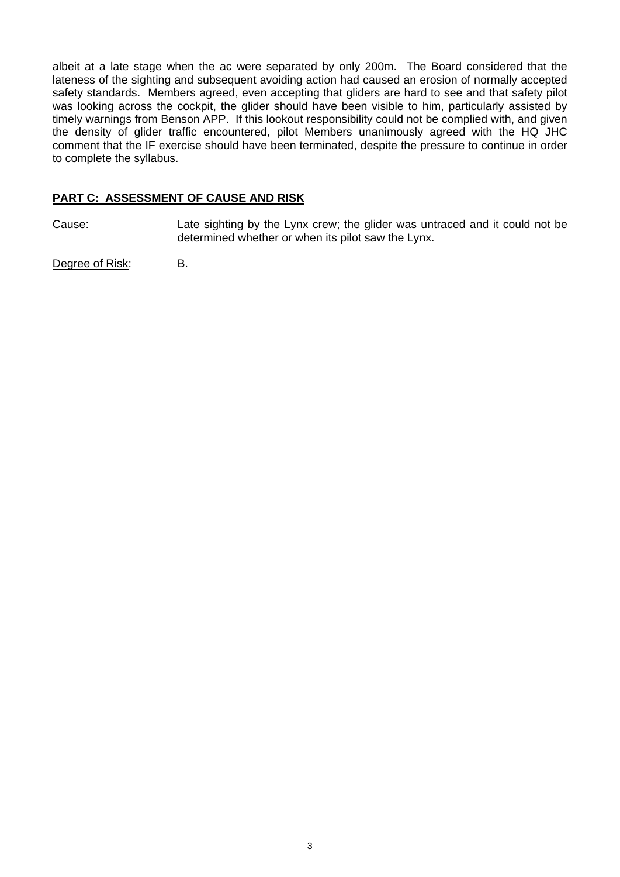albeit at a late stage when the ac were separated by only 200m. The Board considered that the lateness of the sighting and subsequent avoiding action had caused an erosion of normally accepted safety standards. Members agreed, even accepting that gliders are hard to see and that safety pilot was looking across the cockpit, the glider should have been visible to him, particularly assisted by timely warnings from Benson APP. If this lookout responsibility could not be complied with, and given the density of glider traffic encountered, pilot Members unanimously agreed with the HQ JHC comment that the IF exercise should have been terminated, despite the pressure to continue in order to complete the syllabus.

## PART C: ASSESSMENT OF CAUSE AND RISK

Cause: Late sighting by the Lynx crew; the glider was untraced and it could not be determined whether or when its pilot saw the Lynx.

Degree of Risk: B.